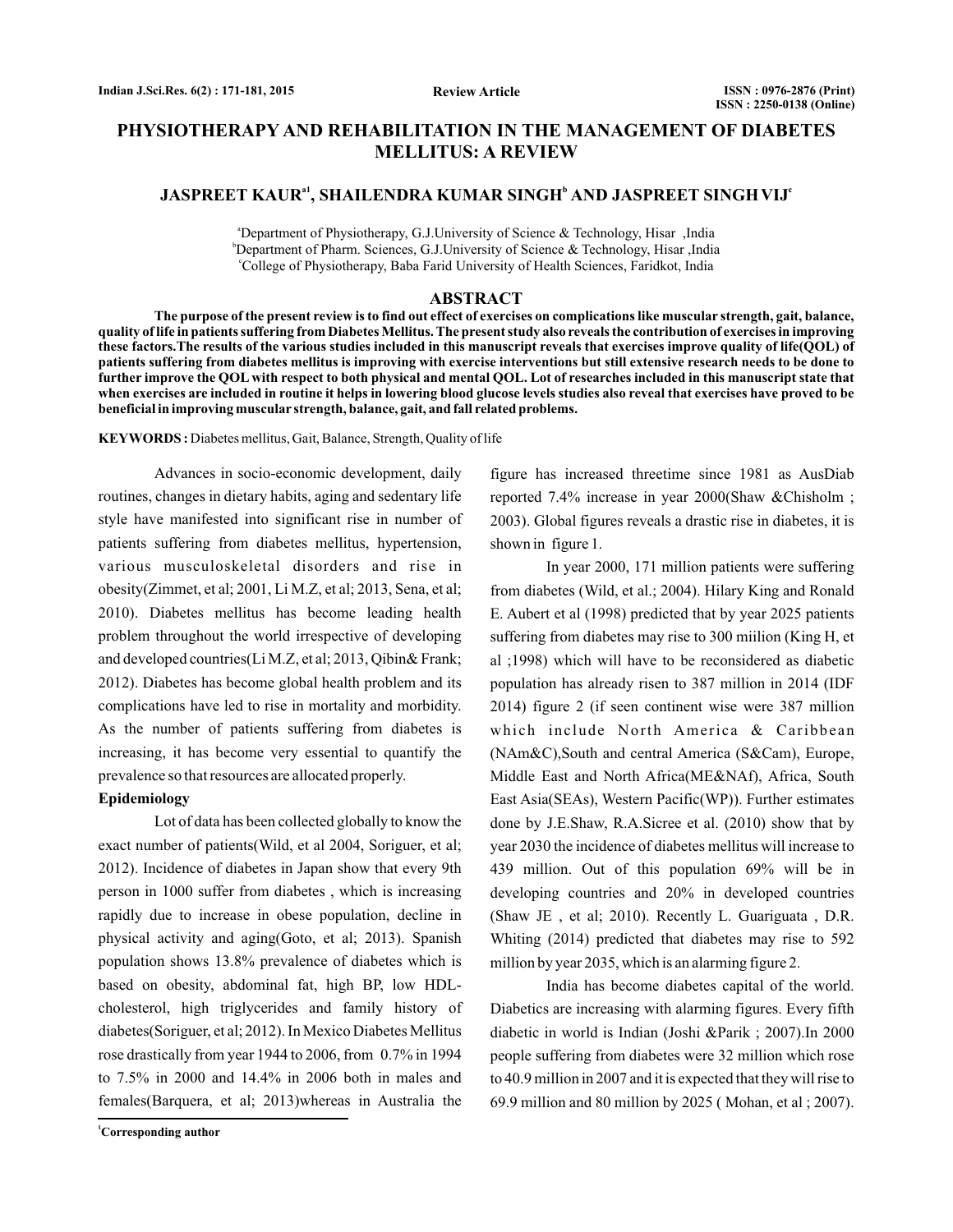# PHYSIOTHERAPY AND REHABILITATION IN THE MANAGEMENT OF DIABETES MELLITUS: A REVIEW

**JASPREET KAUR[a1], SHAILENDRA KUMAR SINGH[b] AND JASPREET SINGH VIJ[c]**

[a]Department of Physiotherapy, G.J.University of Science & Technology, Hisar ,India
[b]Department of Pharm. Sciences, G.J.University of Science & Technology, Hisar ,India
[c]College of Physiotherapy, Baba Farid University of Health Sciences, Faridkot, India

## ABSTRACT

**The purpose of the present review is to find out effect of exercises on complications like muscular strength, gait, balance, quality of life in patients suffering from Diabetes Mellitus. The present study also reveals the contribution of exercises in improving these factors.The results of the various studies included in this manuscript reveals that exercises improve quality of life(QOL) of patients suffering from diabetes mellitus is improving with exercise interventions but still extensive research needs to be done to further improve the QOL with respect to both physical and mental QOL. Lot of researches included in this manuscript state that when exercises are included in routine it helps in lowering blood glucose levels studies also reveal that exercises have proved to be beneficial in improving muscular strength, balance, gait, and fall related problems.**

**KEYWORDS :** Diabetes mellitus, Gait, Balance, Strength, Quality of life

Advances in socio-economic development, daily routines, changes in dietary habits, aging and sedentary life style have manifested into significant rise in number of patients suffering from diabetes mellitus, hypertension, various musculoskeletal disorders and rise in obesity(Zimmet, et al; 2001, Li M.Z, et al; 2013, Sena, et al; 2010). Diabetes mellitus has become leading health problem throughout the world irrespective of developing and developed countries(Li M.Z, et al; 2013, Qibin& Frank; 2012). Diabetes has become global health problem and its complications have led to rise in mortality and morbidity. As the number of patients suffering from diabetes is increasing, it has become very essential to quantify the prevalence so that resources are allocated properly.

### Epidemiology

Lot of data has been collected globally to know the exact number of patients(Wild, et al 2004, Soriguer, et al; 2012). Incidence of diabetes in Japan show that every 9th person in 1000 suffer from diabetes , which is increasing rapidly due to increase in obese population, decline in physical activity and aging(Goto, et al; 2013). Spanish population shows 13.8% prevalence of diabetes which is based on obesity, abdominal fat, high BP, low HDL-cholesterol, high triglycerides and family history of diabetes(Soriguer, et al; 2012). In Mexico Diabetes Mellitus rose drastically from year 1944 to 2006, from 0.7% in 1994 to 7.5% in 2000 and 14.4% in 2006 both in males and females(Barquera, et al; 2013)whereas in Australia the figure has increased threetime since 1981 as AusDiab reported 7.4% increase in year 2000(Shaw &Chisholm ; 2003). Global figures reveals a drastic rise in diabetes, it is shown in figure 1.

In year 2000, 171 million patients were suffering from diabetes (Wild, et al.; 2004). Hilary King and Ronald E. Aubert et al (1998) predicted that by year 2025 patients suffering from diabetes may rise to 300 miilion (King H, et al ;1998) which will have to be reconsidered as diabetic population has already risen to 387 million in 2014 (IDF 2014) figure 2 (if seen continent wise were 387 million which include North America & Caribbean (NAm&C),South and central America (S&Cam), Europe, Middle East and North Africa(ME&NAf), Africa, South East Asia(SEAs), Western Pacific(WP)). Further estimates done by J.E.Shaw, R.A.Sicree et al. (2010) show that by year 2030 the incidence of diabetes mellitus will increase to 439 million. Out of this population 69% will be in developing countries and 20% in developed countries (Shaw JE , et al; 2010). Recently L. Guariguata , D.R. Whiting (2014) predicted that diabetes may rise to 592 million by year 2035, which is an alarming figure 2.

India has become diabetes capital of the world. Diabetics are increasing with alarming figures. Every fifth diabetic in world is Indian (Joshi &Parik ; 2007).In 2000 people suffering from diabetes were 32 million which rose to 40.9 million in 2007 and it is expected that they will rise to 69.9 million and 80 million by 2025 ( Mohan, et al ; 2007).

[1]Corresponding author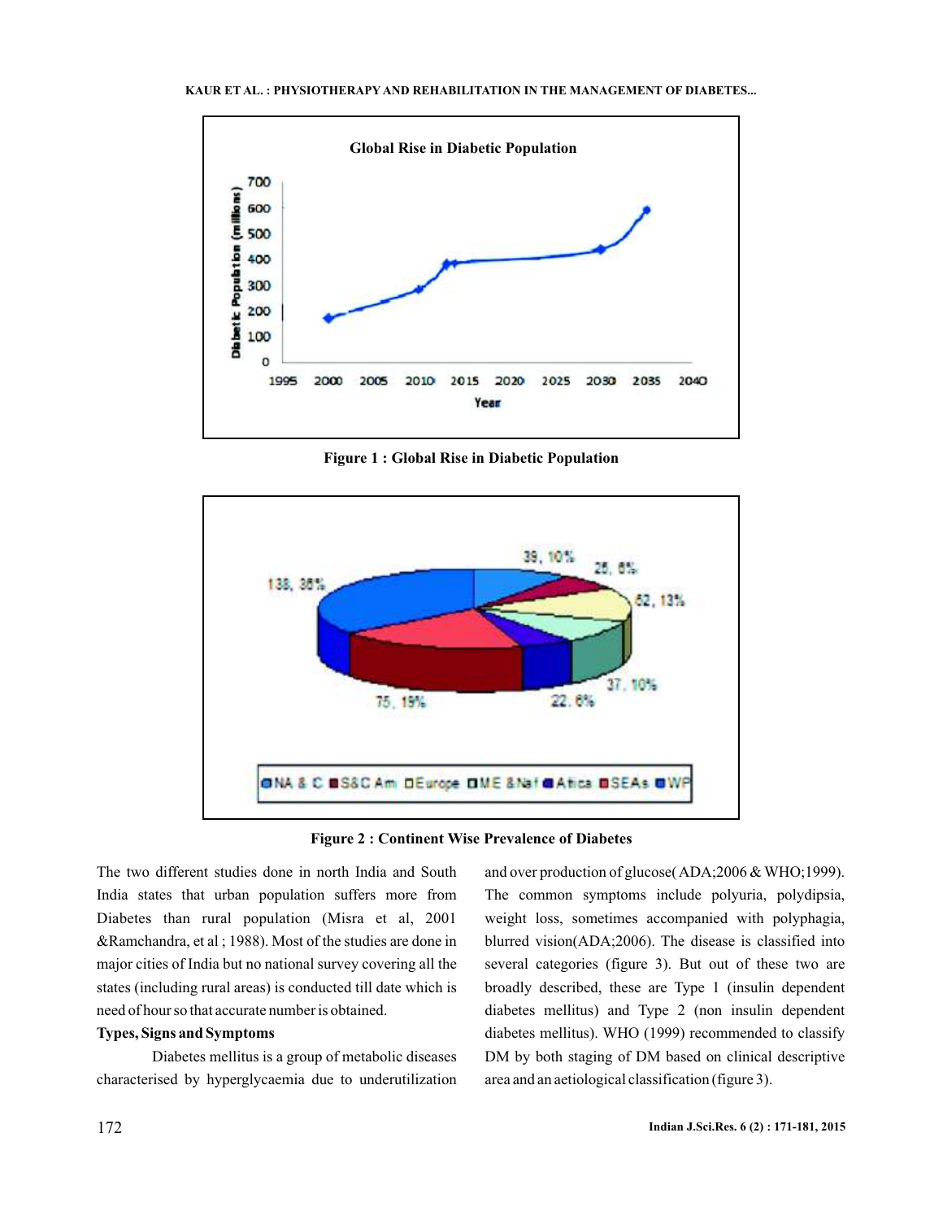Figure 1 : Global Rise in Diabetic Population

Figure 2 : Continent Wise Prevalence of Diabetes

The two different studies done in north India and South India states that urban population suffers more from Diabetes than rural population (Misra et al, 2001 &Ramchandra, et al ; 1988). Most of the studies are done in major cities of India but no national survey covering all the states (including rural areas) is conducted till date which is need of hour so that accurate number is obtained.

**Types, Signs and Symptoms**

Diabetes mellitus is a group of metabolic diseases characterised by hyperglycaemia due to underutilization and over production of glucose( ADA;2006 & WHO;1999). The common symptoms include polyuria, polydipsia, weight loss, sometimes accompanied with polyphagia, blurred vision(ADA;2006). The disease is classified into several categories (figure 3). But out of these two are broadly described, these are Type 1 (insulin dependent diabetes mellitus) and Type 2 (non insulin dependent diabetes mellitus). WHO (1999) recommended to classify DM by both staging of DM based on clinical descriptive area and an aetiological classification (figure 3).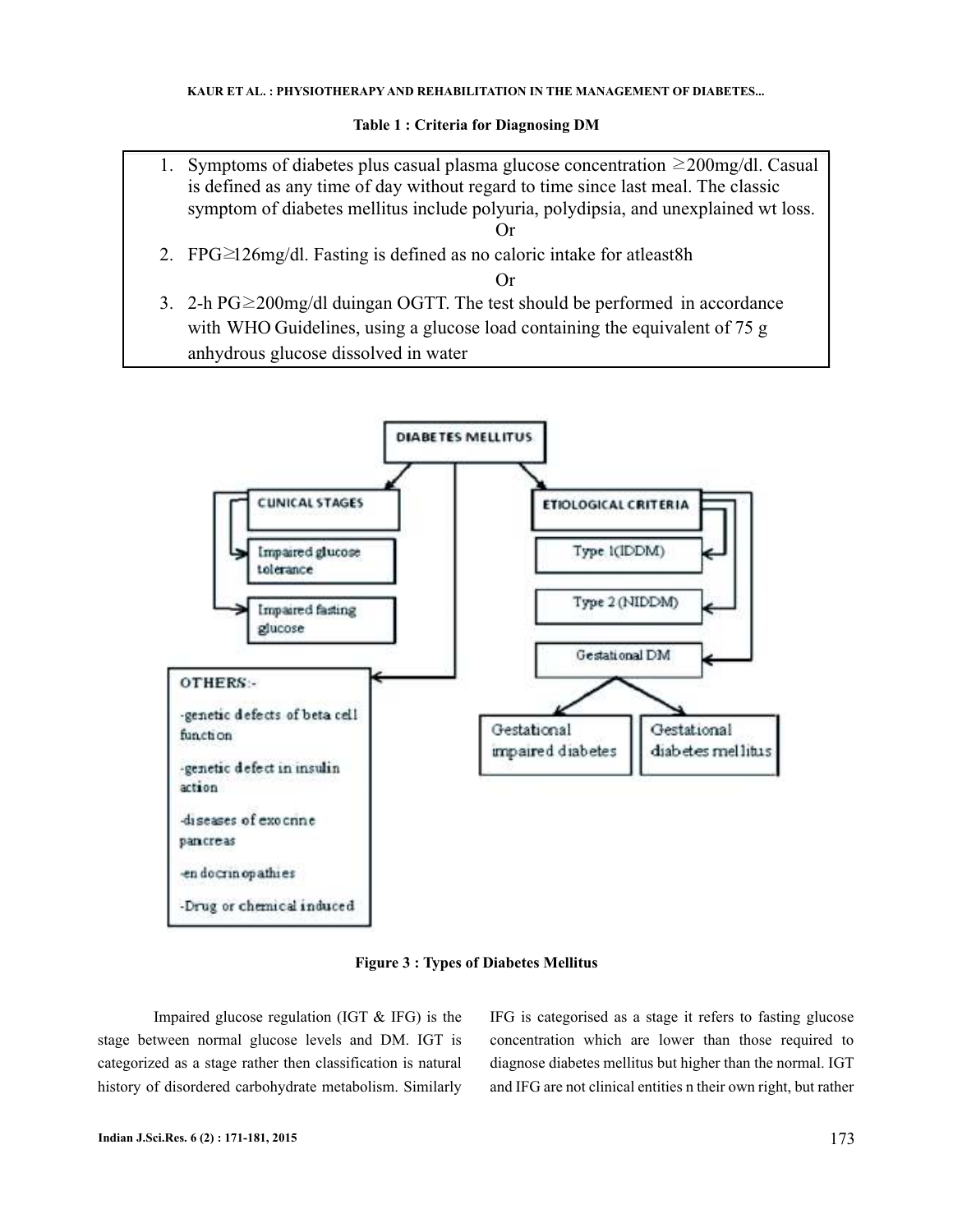**Table 1 : Criteria for Diagnosing DM**

1. Symptoms of diabetes plus casual plasma glucose concentration ≥200mg/dl. Casual is defined as any time of day without regard to time since last meal. The classic symptom of diabetes mellitus include polyuria, polydipsia, and unexplained wt loss.

   Or

2. FPG≥126mg/dl. Fasting is defined as no caloric intake for atleast8h

   Or

3. 2-h PG≥200mg/dl duingan OGTT. The test should be performed in accordance with WHO Guidelines, using a glucose load containing the equivalent of 75 g anhydrous glucose dissolved in water

DIABETES MELLITUS

CLINICAL STAGES
- Impaired glucose tolerance
- Impaired fasting glucose

ETIOLOGICAL CRITERIA
- Type 1(IDDM)
- Type 2 (NIDDM)
- Gestational DM
  - Gestational impaired diabetes
  - Gestational diabetes mellitus

OTHERS:-
- -genetic defects of beta cell function
- -genetic defect in insulin action
- -diseases of exocrine pancreas
- -endocrinopathies
- -Drug or chemical induced

**Figure 3 : Types of Diabetes Mellitus**

Impaired glucose regulation (IGT & IFG) is the stage between normal glucose levels and DM. IGT is categorized as a stage rather then classification is natural history of disordered carbohydrate metabolism. Similarly IFG is categorised as a stage it refers to fasting glucose concentration which are lower than those required to diagnose diabetes mellitus but higher than the normal. IGT and IFG are not clinical entities n their own right, but rather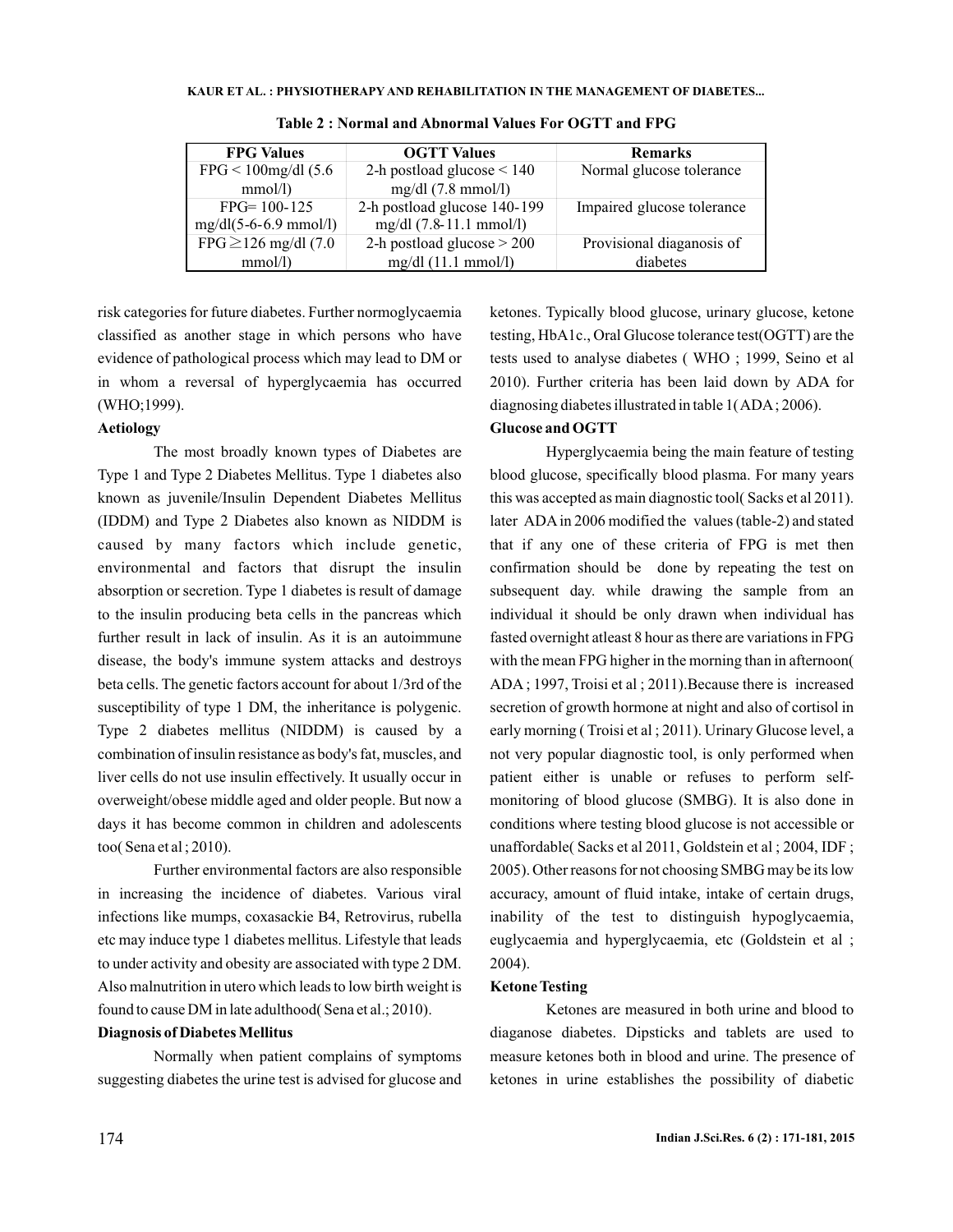**Table 2 : Normal and Abnormal Values For OGTT and FPG**

| FPG Values | OGTT Values | Remarks |
|---|---|---|
| FPG < 100mg/dl (5.6 mmol/l) | 2-h postload glucose < 140 mg/dl (7.8 mmol/l) | Normal glucose tolerance |
| FPG= 100-125 mg/dl(5-6-6.9 mmol/l) | 2-h postload glucose 140-199 mg/dl (7.8-11.1 mmol/l) | Impaired glucose tolerance |
| FPG ≥126 mg/dl (7.0 mmol/l) | 2-h postload glucose > 200 mg/dl (11.1 mmol/l) | Provisional diaganosis of diabetes |

risk categories for future diabetes. Further normoglycaemia classified as another stage in which persons who have evidence of pathological process which may lead to DM or in whom a reversal of hyperglycaemia has occurred (WHO;1999).

### Aetiology

The most broadly known types of Diabetes are Type 1 and Type 2 Diabetes Mellitus. Type 1 diabetes also known as juvenile/Insulin Dependent Diabetes Mellitus (IDDM) and Type 2 Diabetes also known as NIDDM is caused by many factors which include genetic, environmental and factors that disrupt the insulin absorption or secretion. Type 1 diabetes is result of damage to the insulin producing beta cells in the pancreas which further result in lack of insulin. As it is an autoimmune disease, the body's immune system attacks and destroys beta cells. The genetic factors account for about 1/3rd of the susceptibility of type 1 DM, the inheritance is polygenic. Type 2 diabetes mellitus (NIDDM) is caused by a combination of insulin resistance as body's fat, muscles, and liver cells do not use insulin effectively. It usually occur in overweight/obese middle aged and older people. But now a days it has become common in children and adolescents too( Sena et al ; 2010).

Further environmental factors are also responsible in increasing the incidence of diabetes. Various viral infections like mumps, coxasackie B4, Retrovirus, rubella etc may induce type 1 diabetes mellitus. Lifestyle that leads to under activity and obesity are associated with type 2 DM. Also malnutrition in utero which leads to low birth weight is found to cause DM in late adulthood( Sena et al.; 2010).

### Diagnosis of Diabetes Mellitus

Normally when patient complains of symptoms suggesting diabetes the urine test is advised for glucose and ketones. Typically blood glucose, urinary glucose, ketone testing, HbA1c., Oral Glucose tolerance test(OGTT) are the tests used to analyse diabetes ( WHO ; 1999, Seino et al 2010). Further criteria has been laid down by ADA for diagnosing diabetes illustrated in table 1( ADA ; 2006).

### Glucose and OGTT

Hyperglycaemia being the main feature of testing blood glucose, specifically blood plasma. For many years this was accepted as main diagnostic tool( Sacks et al 2011). later ADA in 2006 modified the values (table-2) and stated that if any one of these criteria of FPG is met then confirmation should be done by repeating the test on subsequent day. while drawing the sample from an individual it should be only drawn when individual has fasted overnight atleast 8 hour as there are variations in FPG with the mean FPG higher in the morning than in afternoon( ADA ; 1997, Troisi et al ; 2011).Because there is increased secretion of growth hormone at night and also of cortisol in early morning ( Troisi et al ; 2011). Urinary Glucose level, a not very popular diagnostic tool, is only performed when patient either is unable or refuses to perform self-monitoring of blood glucose (SMBG). It is also done in conditions where testing blood glucose is not accessible or unaffordable( Sacks et al 2011, Goldstein et al ; 2004, IDF ; 2005). Other reasons for not choosing SMBG may be its low accuracy, amount of fluid intake, intake of certain drugs, inability of the test to distinguish hypoglycaemia, euglycaemia and hyperglycaemia, etc (Goldstein et al ; 2004).

### Ketone Testing

Ketones are measured in both urine and blood to diaganose diabetes. Dipsticks and tablets are used to measure ketones both in blood and urine. The presence of ketones in urine establishes the possibility of diabetic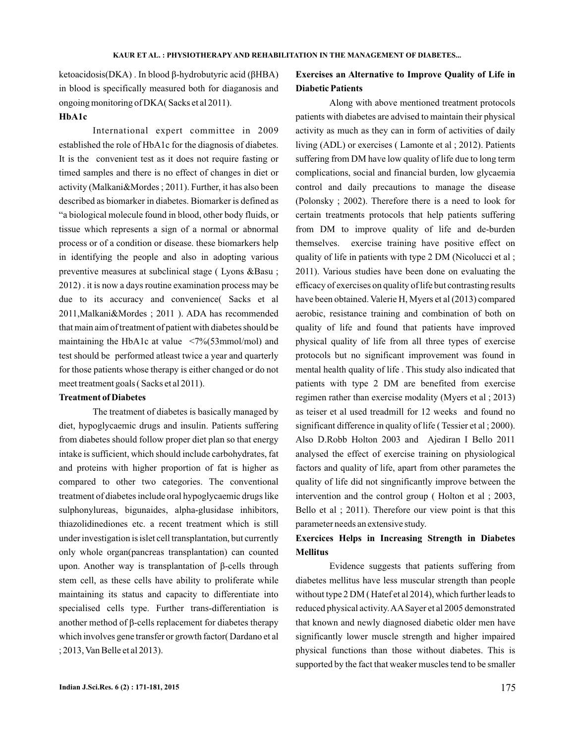ketoacidosis(DKA) . In blood β-hydrobutyric acid (βHBA) in blood is specifically measured both for diaganosis and ongoing monitoring of DKA( Sacks et al 2011).

### HbA1c

International expert committee in 2009 established the role of HbA1c for the diagnosis of diabetes. It is the convenient test as it does not require fasting or timed samples and there is no effect of changes in diet or activity (Malkani&Mordes ; 2011). Further, it has also been described as biomarker in diabetes. Biomarker is defined as "a biological molecule found in blood, other body fluids, or tissue which represents a sign of a normal or abnormal process or of a condition or disease. these biomarkers help in identifying the people and also in adopting various preventive measures at subclinical stage ( Lyons &Basu ; 2012) . it is now a days routine examination process may be due to its accuracy and convenience( Sacks et al 2011,Malkani&Mordes ; 2011 ). ADA has recommended that main aim of treatment of patient with diabetes should be maintaining the HbA1c at value <7%(53mmol/mol) and test should be performed atleast twice a year and quarterly for those patients whose therapy is either changed or do not meet treatment goals ( Sacks et al 2011).

### Treatment of Diabetes

The treatment of diabetes is basically managed by diet, hypoglycaemic drugs and insulin. Patients suffering from diabetes should follow proper diet plan so that energy intake is sufficient, which should include carbohydrates, fat and proteins with higher proportion of fat is higher as compared to other two categories. The conventional treatment of diabetes include oral hypoglycaemic drugs like sulphonylureas, bigunaides, alpha-glusidase inhibitors, thiazolidinediones etc. a recent treatment which is still under investigation is islet cell transplantation, but currently only whole organ(pancreas transplantation) can counted upon. Another way is transplantation of β-cells through stem cell, as these cells have ability to proliferate while maintaining its status and capacity to differentiate into specialised cells type. Further trans-differentiation is another method of β-cells replacement for diabetes therapy which involves gene transfer or growth factor( Dardano et al ; 2013, Van Belle et al 2013).

### Exercises an Alternative to Improve Quality of Life in Diabetic Patients

Along with above mentioned treatment protocols patients with diabetes are advised to maintain their physical activity as much as they can in form of activities of daily living (ADL) or exercises ( Lamonte et al ; 2012). Patients suffering from DM have low quality of life due to long term complications, social and financial burden, low glycaemia control and daily precautions to manage the disease (Polonsky ; 2002). Therefore there is a need to look for certain treatments protocols that help patients suffering from DM to improve quality of life and de-burden themselves. exercise training have positive effect on quality of life in patients with type 2 DM (Nicolucci et al ; 2011). Various studies have been done on evaluating the efficacy of exercises on quality of life but contrasting results have been obtained. Valerie H, Myers et al (2013) compared aerobic, resistance training and combination of both on quality of life and found that patients have improved physical quality of life from all three types of exercise protocols but no significant improvement was found in mental health quality of life . This study also indicated that patients with type 2 DM are benefited from exercise regimen rather than exercise modality (Myers et al ; 2013) as teiser et al used treadmill for 12 weeks and found no significant difference in quality of life ( Tessier et al ; 2000). Also D.Robb Holton 2003 and Ajediran I Bello 2011 analysed the effect of exercise training on physiological factors and quality of life, apart from other parametes the quality of life did not singnificantly improve between the intervention and the control group ( Holton et al ; 2003, Bello et al ; 2011). Therefore our view point is that this parameter needs an extensive study.

### Exercices Helps in Increasing Strength in Diabetes Mellitus

Evidence suggests that patients suffering from diabetes mellitus have less muscular strength than people without type 2 DM ( Hatef et al 2014), which further leads to reduced physical activity. AA Sayer et al 2005 demonstrated that known and newly diagnosed diabetic older men have significantly lower muscle strength and higher impaired physical functions than those without diabetes. This is supported by the fact that weaker muscles tend to be smaller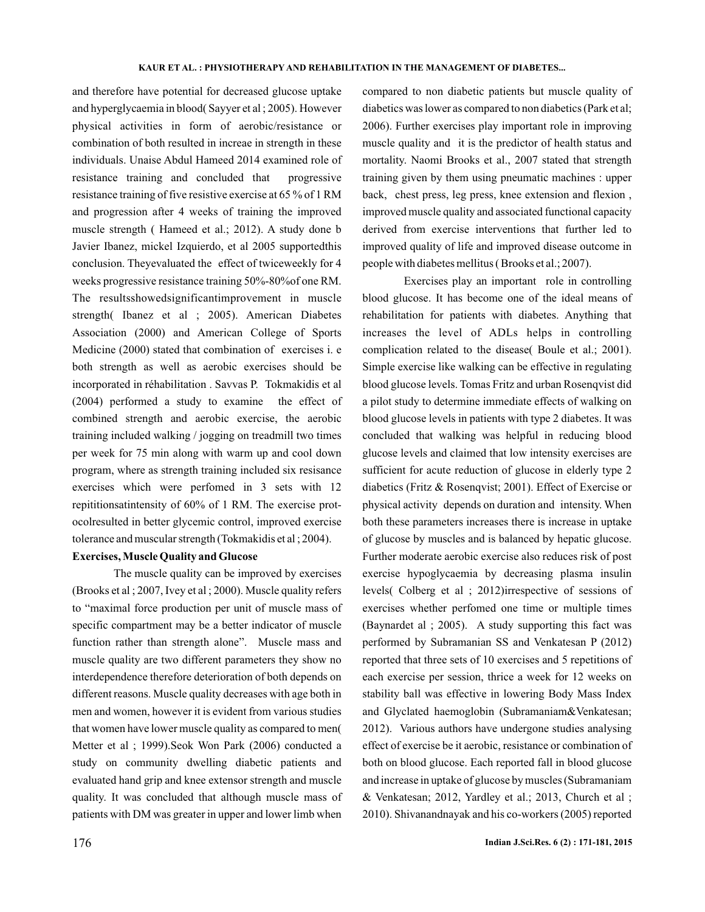and therefore have potential for decreased glucose uptake and hyperglycaemia in blood( Sayyer et al ; 2005). However physical activities in form of aerobic/resistance or combination of both resulted in increae in strength in these individuals. Unaise Abdul Hameed 2014 examined role of resistance training and concluded that progressive resistance training of five resistive exercise at 65 % of 1 RM and progression after 4 weeks of training the improved muscle strength ( Hameed et al.; 2012). A study done b Javier Ibanez, mickel Izquierdo, et al 2005 supportedthis conclusion. Theyevaluated the effect of twiceweekly for 4 weeks progressive resistance training 50%-80%of one RM. The resultsshowedsignificantimprovement in muscle strength( Ibanez et al ; 2005). American Diabetes Association (2000) and American College of Sports Medicine (2000) stated that combination of exercises i. e both strength as well as aerobic exercises should be incorporated in réhabilitation . Savvas P. Tokmakidis et al (2004) performed a study to examine the effect of combined strength and aerobic exercise, the aerobic training included walking / jogging on treadmill two times per week for 75 min along with warm up and cool down program, where as strength training included six resisance exercises which were perfomed in 3 sets with 12 repititionsatintensity of 60% of 1 RM. The exercise prot-ocolresulted in better glycemic control, improved exercise tolerance and muscular strength (Tokmakidis et al ; 2004).

**Exercises, Muscle Quality and Glucose**

The muscle quality can be improved by exercises (Brooks et al ; 2007, Ivey et al ; 2000). Muscle quality refers to "maximal force production per unit of muscle mass of specific compartment may be a better indicator of muscle function rather than strength alone". Muscle mass and muscle quality are two different parameters they show no interdependence therefore deterioration of both depends on different reasons. Muscle quality decreases with age both in men and women, however it is evident from various studies that women have lower muscle quality as compared to men( Metter et al ; 1999).Seok Won Park (2006) conducted a study on community dwelling diabetic patients and evaluated hand grip and knee extensor strength and muscle quality. It was concluded that although muscle mass of patients with DM was greater in upper and lower limb when compared to non diabetic patients but muscle quality of diabetics was lower as compared to non diabetics (Park et al; 2006). Further exercises play important role in improving muscle quality and it is the predictor of health status and mortality. Naomi Brooks et al., 2007 stated that strength training given by them using pneumatic machines : upper back, chest press, leg press, knee extension and flexion , improved muscle quality and associated functional capacity derived from exercise interventions that further led to improved quality of life and improved disease outcome in people with diabetes mellitus ( Brooks et al.; 2007).

Exercises play an important role in controlling blood glucose. It has become one of the ideal means of rehabilitation for patients with diabetes. Anything that increases the level of ADLs helps in controlling complication related to the disease( Boule et al.; 2001). Simple exercise like walking can be effective in regulating blood glucose levels. Tomas Fritz and urban Rosenqvist did a pilot study to determine immediate effects of walking on blood glucose levels in patients with type 2 diabetes. It was concluded that walking was helpful in reducing blood glucose levels and claimed that low intensity exercises are sufficient for acute reduction of glucose in elderly type 2 diabetics (Fritz & Rosenqvist; 2001). Effect of Exercise or physical activity depends on duration and intensity. When both these parameters increases there is increase in uptake of glucose by muscles and is balanced by hepatic glucose. Further moderate aerobic exercise also reduces risk of post exercise hypoglycaemia by decreasing plasma insulin levels( Colberg et al ; 2012)irrespective of sessions of exercises whether perfomed one time or multiple times (Baynardet al ; 2005). A study supporting this fact was performed by Subramanian SS and Venkatesan P (2012) reported that three sets of 10 exercises and 5 repetitions of each exercise per session, thrice a week for 12 weeks on stability ball was effective in lowering Body Mass Index and Glyclated haemoglobin (Subramaniam&Venkatesan; 2012). Various authors have undergone studies analysing effect of exercise be it aerobic, resistance or combination of both on blood glucose. Each reported fall in blood glucose and increase in uptake of glucose by muscles (Subramaniam & Venkatesan; 2012, Yardley et al.; 2013, Church et al ; 2010). Shivanandnayak and his co-workers (2005) reported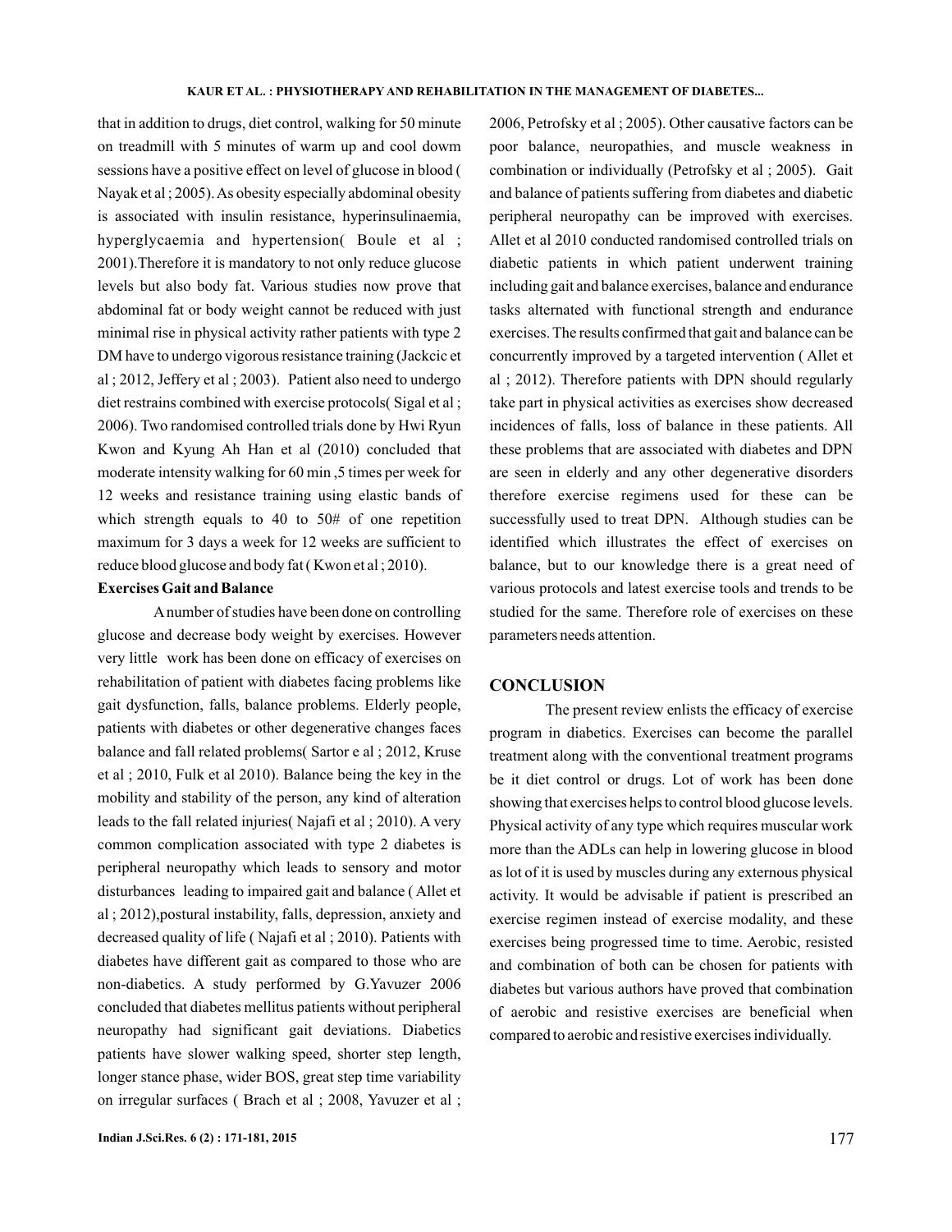that in addition to drugs, diet control, walking for 50 minute on treadmill with 5 minutes of warm up and cool dowm sessions have a positive effect on level of glucose in blood ( Nayak et al ; 2005). As obesity especially abdominal obesity is associated with insulin resistance, hyperinsulinaemia, hyperglycaemia and hypertension( Boule et al ; 2001).Therefore it is mandatory to not only reduce glucose levels but also body fat. Various studies now prove that abdominal fat or body weight cannot be reduced with just minimal rise in physical activity rather patients with type 2 DM have to undergo vigorous resistance training (Jackcic et al ; 2012, Jeffery et al ; 2003). Patient also need to undergo diet restrains combined with exercise protocols( Sigal et al ; 2006). Two randomised controlled trials done by Hwi Ryun Kwon and Kyung Ah Han et al (2010) concluded that moderate intensity walking for 60 min ,5 times per week for 12 weeks and resistance training using elastic bands of which strength equals to 40 to 50# of one repetition maximum for 3 days a week for 12 weeks are sufficient to reduce blood glucose and body fat ( Kwon et al ; 2010).

**Exercises Gait and Balance**

A number of studies have been done on controlling glucose and decrease body weight by exercises. However very little work has been done on efficacy of exercises on rehabilitation of patient with diabetes facing problems like gait dysfunction, falls, balance problems. Elderly people, patients with diabetes or other degenerative changes faces balance and fall related problems( Sartor e al ; 2012, Kruse et al ; 2010, Fulk et al 2010). Balance being the key in the mobility and stability of the person, any kind of alteration leads to the fall related injuries( Najafi et al ; 2010). A very common complication associated with type 2 diabetes is peripheral neuropathy which leads to sensory and motor disturbances leading to impaired gait and balance ( Allet et al ; 2012),postural instability, falls, depression, anxiety and decreased quality of life ( Najafi et al ; 2010). Patients with diabetes have different gait as compared to those who are non-diabetics. A study performed by G.Yavuzer 2006 concluded that diabetes mellitus patients without peripheral neuropathy had significant gait deviations. Diabetics patients have slower walking speed, shorter step length, longer stance phase, wider BOS, great step time variability on irregular surfaces ( Brach et al ; 2008, Yavuzer et al ; 2006, Petrofsky et al ; 2005). Other causative factors can be poor balance, neuropathies, and muscle weakness in combination or individually (Petrofsky et al ; 2005). Gait and balance of patients suffering from diabetes and diabetic peripheral neuropathy can be improved with exercises. Allet et al 2010 conducted randomised controlled trials on diabetic patients in which patient underwent training including gait and balance exercises, balance and endurance tasks alternated with functional strength and endurance exercises. The results confirmed that gait and balance can be concurrently improved by a targeted intervention ( Allet et al ; 2012). Therefore patients with DPN should regularly take part in physical activities as exercises show decreased incidences of falls, loss of balance in these patients. All these problems that are associated with diabetes and DPN are seen in elderly and any other degenerative disorders therefore exercise regimens used for these can be successfully used to treat DPN. Although studies can be identified which illustrates the effect of exercises on balance, but to our knowledge there is a great need of various protocols and latest exercise tools and trends to be studied for the same. Therefore role of exercises on these parameters needs attention.

## CONCLUSION

The present review enlists the efficacy of exercise program in diabetics. Exercises can become the parallel treatment along with the conventional treatment programs be it diet control or drugs. Lot of work has been done showing that exercises helps to control blood glucose levels. Physical activity of any type which requires muscular work more than the ADLs can help in lowering glucose in blood as lot of it is used by muscles during any externous physical activity. It would be advisable if patient is prescribed an exercise regimen instead of exercise modality, and these exercises being progressed time to time. Aerobic, resisted and combination of both can be chosen for patients with diabetes but various authors have proved that combination of aerobic and resistive exercises are beneficial when compared to aerobic and resistive exercises individually.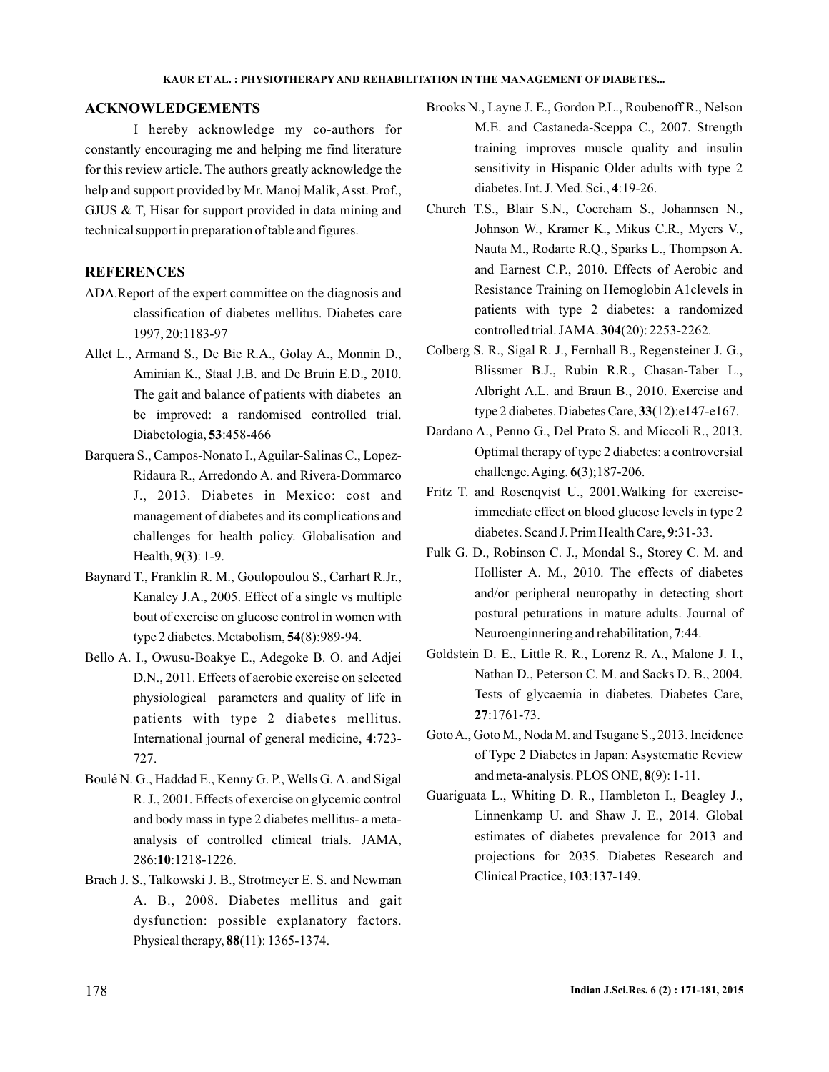## ACKNOWLEDGEMENTS

I hereby acknowledge my co-authors for constantly encouraging me and helping me find literature for this review article. The authors greatly acknowledge the help and support provided by Mr. Manoj Malik, Asst. Prof., GJUS & T, Hisar for support provided in data mining and technical support in preparation of table and figures.

## REFERENCES

ADA.Report of the expert committee on the diagnosis and classification of diabetes mellitus. Diabetes care 1997, 20:1183-97

Allet L., Armand S., De Bie R.A., Golay A., Monnin D., Aminian K., Staal J.B. and De Bruin E.D., 2010. The gait and balance of patients with diabetes an be improved: a randomised controlled trial. Diabetologia, **53**:458-466

Barquera S., Campos-Nonato I., Aguilar-Salinas C., Lopez-Ridaura R., Arredondo A. and Rivera-Dommarco J., 2013. Diabetes in Mexico: cost and management of diabetes and its complications and challenges for health policy. Globalisation and Health, **9**(3): 1-9.

Baynard T., Franklin R. M., Goulopoulou S., Carhart R.Jr., Kanaley J.A., 2005. Effect of a single vs multiple bout of exercise on glucose control in women with type 2 diabetes. Metabolism, **54**(8):989-94.

Bello A. I., Owusu-Boakye E., Adegoke B. O. and Adjei D.N., 2011. Effects of aerobic exercise on selected physiological parameters and quality of life in patients with type 2 diabetes mellitus. International journal of general medicine, **4**:723-727.

Boulé N. G., Haddad E., Kenny G. P., Wells G. A. and Sigal R. J., 2001. Effects of exercise on glycemic control and body mass in type 2 diabetes mellitus- a meta-analysis of controlled clinical trials. JAMA, 286:**10**:1218-1226.

Brach J. S., Talkowski J. B., Strotmeyer E. S. and Newman A. B., 2008. Diabetes mellitus and gait dysfunction: possible explanatory factors. Physical therapy, **88**(11): 1365-1374.

Brooks N., Layne J. E., Gordon P.L., Roubenoff R., Nelson M.E. and Castaneda-Sceppa C., 2007. Strength training improves muscle quality and insulin sensitivity in Hispanic Older adults with type 2 diabetes. Int. J. Med. Sci., **4**:19-26.

Church T.S., Blair S.N., Cocreham S., Johannsen N., Johnson W., Kramer K., Mikus C.R., Myers V., Nauta M., Rodarte R.Q., Sparks L., Thompson A. and Earnest C.P., 2010. Effects of Aerobic and Resistance Training on Hemoglobin A1clevels in patients with type 2 diabetes: a randomized controlled trial. JAMA. **304**(20): 2253-2262.

Colberg S. R., Sigal R. J., Fernhall B., Regensteiner J. G., Blissmer B.J., Rubin R.R., Chasan-Taber L., Albright A.L. and Braun B., 2010. Exercise and type 2 diabetes. Diabetes Care, **33**(12):e147-e167.

Dardano A., Penno G., Del Prato S. and Miccoli R., 2013. Optimal therapy of type 2 diabetes: a controversial challenge. Aging. **6**(3);187-206.

Fritz T. and Rosenqvist U., 2001.Walking for exercise-immediate effect on blood glucose levels in type 2 diabetes. Scand J. Prim Health Care, **9**:31-33.

Fulk G. D., Robinson C. J., Mondal S., Storey C. M. and Hollister A. M., 2010. The effects of diabetes and/or peripheral neuropathy in detecting short postural peturations in mature adults. Journal of Neuroenginnering and rehabilitation, **7**:44.

Goldstein D. E., Little R. R., Lorenz R. A., Malone J. I., Nathan D., Peterson C. M. and Sacks D. B., 2004. Tests of glycaemia in diabetes. Diabetes Care, **27**:1761-73.

Goto A., Goto M., Noda M. and Tsugane S., 2013. Incidence of Type 2 Diabetes in Japan: Asystematic Review and meta-analysis. PLOS ONE, **8**(9): 1-11.

Guariguata L., Whiting D. R., Hambleton I., Beagley J., Linnenkamp U. and Shaw J. E., 2014. Global estimates of diabetes prevalence for 2013 and projections for 2035. Diabetes Research and Clinical Practice, **103**:137-149.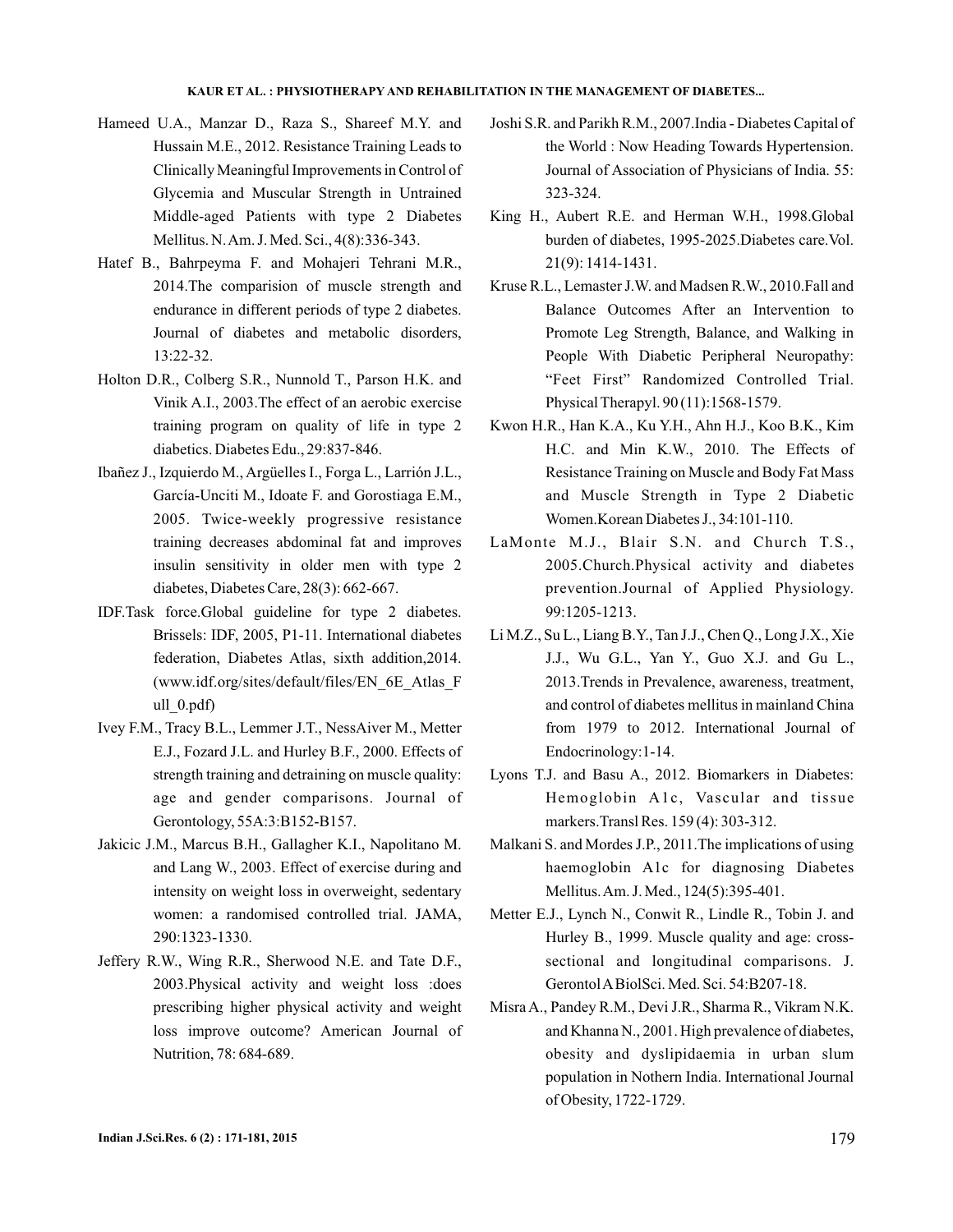Hameed U.A., Manzar D., Raza S., Shareef M.Y. and Hussain M.E., 2012. Resistance Training Leads to Clinically Meaningful Improvements in Control of Glycemia and Muscular Strength in Untrained Middle-aged Patients with type 2 Diabetes Mellitus. N. Am. J. Med. Sci., 4(8):336-343.

Hatef B., Bahrpeyma F. and Mohajeri Tehrani M.R., 2014.The comparision of muscle strength and endurance in different periods of type 2 diabetes. Journal of diabetes and metabolic disorders, 13:22-32.

Holton D.R., Colberg S.R., Nunnold T., Parson H.K. and Vinik A.I., 2003.The effect of an aerobic exercise training program on quality of life in type 2 diabetics. Diabetes Edu., 29:837-846.

Ibañez J., Izquierdo M., Argüelles I., Forga L., Larrión J.L., García-Unciti M., Idoate F. and Gorostiaga E.M., 2005. Twice-weekly progressive resistance training decreases abdominal fat and improves insulin sensitivity in older men with type 2 diabetes, Diabetes Care, 28(3): 662-667.

IDF.Task force.Global guideline for type 2 diabetes. Brissels: IDF, 2005, P1-11. International diabetes federation, Diabetes Atlas, sixth addition,2014. (www.idf.org/sites/default/files/EN_6E_Atlas_Full_0.pdf)

Ivey F.M., Tracy B.L., Lemmer J.T., NessAiver M., Metter E.J., Fozard J.L. and Hurley B.F., 2000. Effects of strength training and detraining on muscle quality: age and gender comparisons. Journal of Gerontology, 55A:3:B152-B157.

Jakicic J.M., Marcus B.H., Gallagher K.I., Napolitano M. and Lang W., 2003. Effect of exercise during and intensity on weight loss in overweight, sedentary women: a randomised controlled trial. JAMA, 290:1323-1330.

Jeffery R.W., Wing R.R., Sherwood N.E. and Tate D.F., 2003.Physical activity and weight loss :does prescribing higher physical activity and weight loss improve outcome? American Journal of Nutrition, 78: 684-689.

Joshi S.R. and Parikh R.M., 2007.India - Diabetes Capital of the World : Now Heading Towards Hypertension. Journal of Association of Physicians of India. 55: 323-324.

King H., Aubert R.E. and Herman W.H., 1998.Global burden of diabetes, 1995-2025.Diabetes care.Vol. 21(9): 1414-1431.

Kruse R.L., Lemaster J.W. and Madsen R.W., 2010.Fall and Balance Outcomes After an Intervention to Promote Leg Strength, Balance, and Walking in People With Diabetic Peripheral Neuropathy: "Feet First" Randomized Controlled Trial. Physical Therapyl. 90 (11):1568-1579.

Kwon H.R., Han K.A., Ku Y.H., Ahn H.J., Koo B.K., Kim H.C. and Min K.W., 2010. The Effects of Resistance Training on Muscle and Body Fat Mass and Muscle Strength in Type 2 Diabetic Women.Korean Diabetes J., 34:101-110.

LaMonte M.J., Blair S.N. and Church T.S., 2005.Church.Physical activity and diabetes prevention.Journal of Applied Physiology. 99:1205-1213.

Li M.Z., Su L., Liang B.Y., Tan J.J., Chen Q., Long J.X., Xie J.J., Wu G.L., Yan Y., Guo X.J. and Gu L., 2013.Trends in Prevalence, awareness, treatment, and control of diabetes mellitus in mainland China from 1979 to 2012. International Journal of Endocrinology:1-14.

Lyons T.J. and Basu A., 2012. Biomarkers in Diabetes: Hemoglobin A1c, Vascular and tissue markers.Transl Res. 159 (4): 303-312.

Malkani S. and Mordes J.P., 2011.The implications of using haemoglobin A1c for diagnosing Diabetes Mellitus. Am. J. Med., 124(5):395-401.

Metter E.J., Lynch N., Conwit R., Lindle R., Tobin J. and Hurley B., 1999. Muscle quality and age: cross-sectional and longitudinal comparisons. J. Gerontol A BiolSci. Med. Sci. 54:B207-18.

Misra A., Pandey R.M., Devi J.R., Sharma R., Vikram N.K. and Khanna N., 2001. High prevalence of diabetes, obesity and dyslipidaemia in urban slum population in Nothern India. International Journal of Obesity, 1722-1729.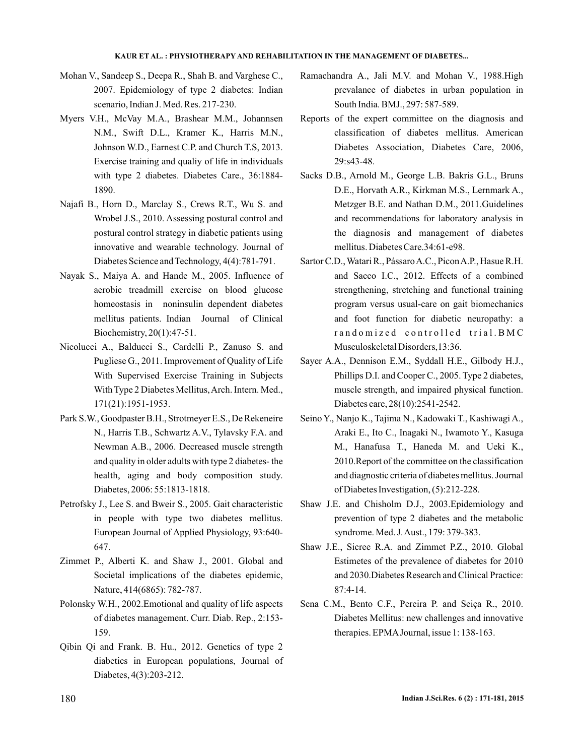Mohan V., Sandeep S., Deepa R., Shah B. and Varghese C., 2007. Epidemiology of type 2 diabetes: Indian scenario, Indian J. Med. Res. 217-230.

Myers V.H., McVay M.A., Brashear M.M., Johannsen N.M., Swift D.L., Kramer K., Harris M.N., Johnson W.D., Earnest C.P. and Church T.S, 2013. Exercise training and qualiy of life in individuals with type 2 diabetes. Diabetes Care., 36:1884-1890.

Najafi B., Horn D., Marclay S., Crews R.T., Wu S. and Wrobel J.S., 2010. Assessing postural control and postural control strategy in diabetic patients using innovative and wearable technology. Journal of Diabetes Science and Technology, 4(4):781-791.

Nayak S., Maiya A. and Hande M., 2005. Influence of aerobic treadmill exercise on blood glucose homeostasis in noninsulin dependent diabetes mellitus patients. Indian Journal of Clinical Biochemistry, 20(1):47-51.

Nicolucci A., Balducci S., Cardelli P., Zanuso S. and Pugliese G., 2011. Improvement of Quality of Life With Supervised Exercise Training in Subjects With Type 2 Diabetes Mellitus, Arch. Intern. Med., 171(21):1951-1953.

Park S.W., Goodpaster B.H., Strotmeyer E.S., De Rekeneire N., Harris T.B., Schwartz A.V., Tylavsky F.A. and Newman A.B., 2006. Decreased muscle strength and quality in older adults with type 2 diabetes- the health, aging and body composition study. Diabetes, 2006: 55:1813-1818.

Petrofsky J., Lee S. and Bweir S., 2005. Gait characteristic in people with type two diabetes mellitus. European Journal of Applied Physiology, 93:640-647.

Zimmet P., Alberti K. and Shaw J., 2001. Global and Societal implications of the diabetes epidemic, Nature, 414(6865): 782-787.

Polonsky W.H., 2002.Emotional and quality of life aspects of diabetes management. Curr. Diab. Rep., 2:153-159.

Qibin Qi and Frank. B. Hu., 2012. Genetics of type 2 diabetics in European populations, Journal of Diabetes, 4(3):203-212.

Ramachandra A., Jali M.V. and Mohan V., 1988.High prevalance of diabetes in urban population in South India. BMJ., 297: 587-589.

Reports of the expert committee on the diagnosis and classification of diabetes mellitus. American Diabetes Association, Diabetes Care, 2006, 29:s43-48.

Sacks D.B., Arnold M., George L.B. Bakris G.L., Bruns D.E., Horvath A.R., Kirkman M.S., Lernmark A., Metzger B.E. and Nathan D.M., 2011.Guidelines and recommendations for laboratory analysis in the diagnosis and management of diabetes mellitus. Diabetes Care.34:61-e98.

Sartor C.D., Watari R., Pássaro A.C., Picon A.P., Hasue R.H. and Sacco I.C., 2012. Effects of a combined strengthening, stretching and functional training program versus usual-care on gait biomechanics and foot function for diabetic neuropathy: a randomized controlled trial. BMC Musculoskeletal Disorders,13:36.

Sayer A.A., Dennison E.M., Syddall H.E., Gilbody H.J., Phillips D.I. and Cooper C., 2005. Type 2 diabetes, muscle strength, and impaired physical function. Diabetes care, 28(10):2541-2542.

Seino Y., Nanjo K., Tajima N., Kadowaki T., Kashiwagi A., Araki E., Ito C., Inagaki N., Iwamoto Y., Kasuga M., Hanafusa T., Haneda M. and Ueki K., 2010.Report of the committee on the classification and diagnostic criteria of diabetes mellitus. Journal of Diabetes Investigation, (5):212-228.

Shaw J.E. and Chisholm D.J., 2003.Epidemiology and prevention of type 2 diabetes and the metabolic syndrome. Med. J. Aust., 179: 379-383.

Shaw J.E., Sicree R.A. and Zimmet P.Z., 2010. Global Estimetes of the prevalence of diabetes for 2010 and 2030.Diabetes Research and Clinical Practice: 87:4-14.

Sena C.M., Bento C.F., Pereira P. and Seiça R., 2010. Diabetes Mellitus: new challenges and innovative therapies. EPMA Journal, issue 1: 138-163.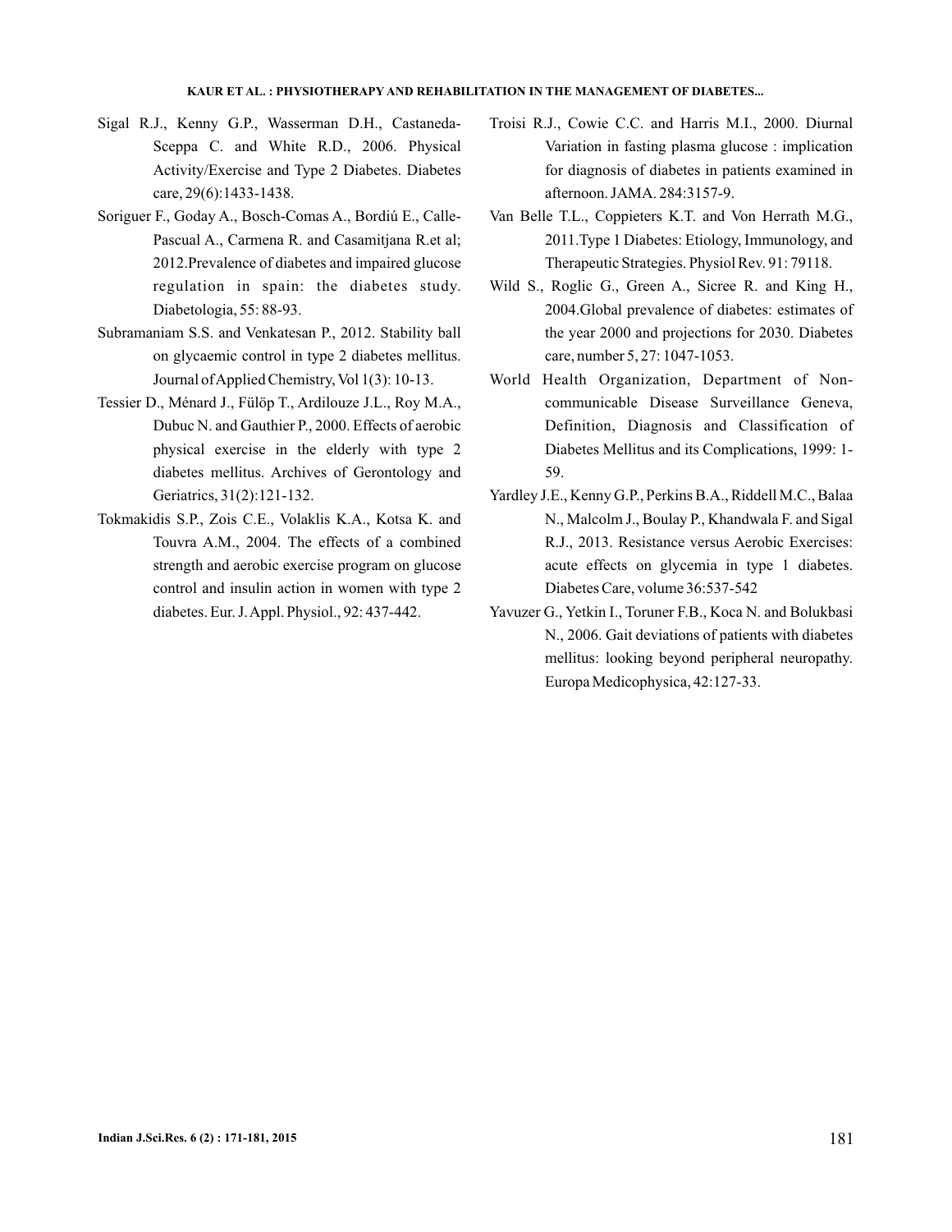Sigal R.J., Kenny G.P., Wasserman D.H., Castaneda-Sceppa C. and White R.D., 2006. Physical Activity/Exercise and Type 2 Diabetes. Diabetes care, 29(6):1433-1438.

Soriguer F., Goday A., Bosch-Comas A., Bordiú E., Calle-Pascual A., Carmena R. and Casamitjana R.et al; 2012.Prevalence of diabetes and impaired glucose regulation in spain: the diabetes study. Diabetologia, 55: 88-93.

Subramaniam S.S. and Venkatesan P., 2012. Stability ball on glycaemic control in type 2 diabetes mellitus. Journal of Applied Chemistry, Vol 1(3): 10-13.

Tessier D., Ménard J., Fülöp T., Ardilouze J.L., Roy M.A., Dubuc N. and Gauthier P., 2000. Effects of aerobic physical exercise in the elderly with type 2 diabetes mellitus. Archives of Gerontology and Geriatrics, 31(2):121-132.

Tokmakidis S.P., Zois C.E., Volaklis K.A., Kotsa K. and Touvra A.M., 2004. The effects of a combined strength and aerobic exercise program on glucose control and insulin action in women with type 2 diabetes. Eur. J. Appl. Physiol., 92: 437-442.

Troisi R.J., Cowie C.C. and Harris M.I., 2000. Diurnal Variation in fasting plasma glucose : implication for diagnosis of diabetes in patients examined in afternoon. JAMA. 284:3157-9.

Van Belle T.L., Coppieters K.T. and Von Herrath M.G., 2011.Type 1 Diabetes: Etiology, Immunology, and Therapeutic Strategies. Physiol Rev. 91: 79118.

Wild S., Roglic G., Green A., Sicree R. and King H., 2004.Global prevalence of diabetes: estimates of the year 2000 and projections for 2030. Diabetes care, number 5, 27: 1047-1053.

World Health Organization, Department of Non-communicable Disease Surveillance Geneva, Definition, Diagnosis and Classification of Diabetes Mellitus and its Complications, 1999: 1-59.

Yardley J.E., Kenny G.P., Perkins B.A., Riddell M.C., Balaa N., Malcolm J., Boulay P., Khandwala F. and Sigal R.J., 2013. Resistance versus Aerobic Exercises: acute effects on glycemia in type 1 diabetes. Diabetes Care, volume 36:537-542

Yavuzer G., Yetkin I., Toruner F.B., Koca N. and Bolukbasi N., 2006. Gait deviations of patients with diabetes mellitus: looking beyond peripheral neuropathy. Europa Medicophysica, 42:127-33.